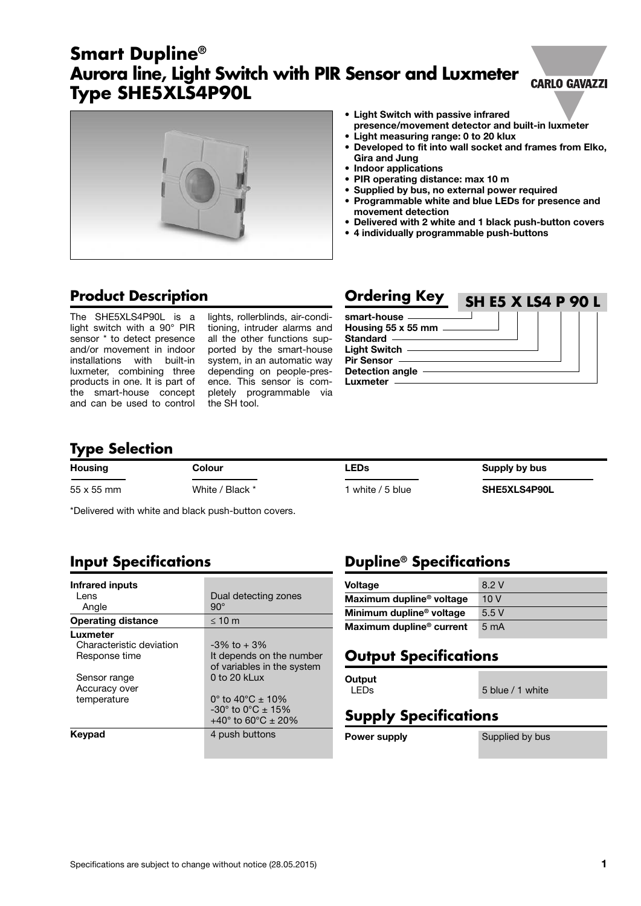# Smart Dupline®
# Aurora line, Light Switch with PIR Sensor and Luxmeter
# Type SHE5XLS4P90L

- **Light Switch with passive infrared presence/movement detector and built-in luxmeter**
- **Light measuring range: 0 to 20 klux**
- **Developed to fit into wall socket and frames from Elko, Gira and Jung**
- **Indoor applications**
- **PIR operating distance: max 10 m**
- **Supplied by bus, no external power required**
- **Programmable white and blue LEDs for presence and movement detection**
- **Delivered with 2 white and 1 black push-button covers**
- **4 individually programmable push-buttons**

## Product Description

The SHE5XLS4P90L is a light switch with a 90° PIR sensor * to detect presence and/or movement in indoor installations with built-in luxmeter, combining three products in one. It is part of the smart-house concept and can be used to control lights, rollerblinds, air-conditioning, intruder alarms and all the other functions supported by the smart-house system, in an automatic way depending on people-presence. This sensor is completely programmable via the SH tool.

## Ordering Key

**SH E5 X LS4 P 90 L**

- smart-house
- Housing 55 x 55 mm
- Standard
- Light Switch
- Pir Sensor
- Detection angle
- Luxmeter

## Type Selection

| Housing | Colour | LEDs | Supply by bus |
|---|---|---|---|
| 55 x 55 mm | White / Black * | 1 white / 5 blue | SHE5XLS4P90L |

*Delivered with white and black push-button covers.

## Input Specifications

| | |
|---|---|
| **Infrared inputs** | |
| Lens | Dual detecting zones |
| Angle | 90° |
| **Operating distance** | ≤ 10 m |
| **Luxmeter** | |
| Characteristic deviation | -3% to + 3% |
| Response time | It depends on the number of variables in the system |
| Sensor range | 0 to 20 kLux |
| Accuracy over temperature | 0° to 40°C ± 10%<br>-30° to 0°C ± 15%<br>+40° to 60°C ± 20% |
| **Keypad** | 4 push buttons |

## Dupline® Specifications

| | |
|---|---|
| **Voltage** | 8.2 V |
| **Maximum dupline® voltage** | 10 V |
| **Minimum dupline® voltage** | 5.5 V |
| **Maximum dupline® current** | 5 mA |

## Output Specifications

| | |
|---|---|
| **Output** | |
| LEDs | 5 blue / 1 white |

## Supply Specifications

| | |
|---|---|
| **Power supply** | Supplied by bus |

Specifications are subject to change without notice (28.05.2015)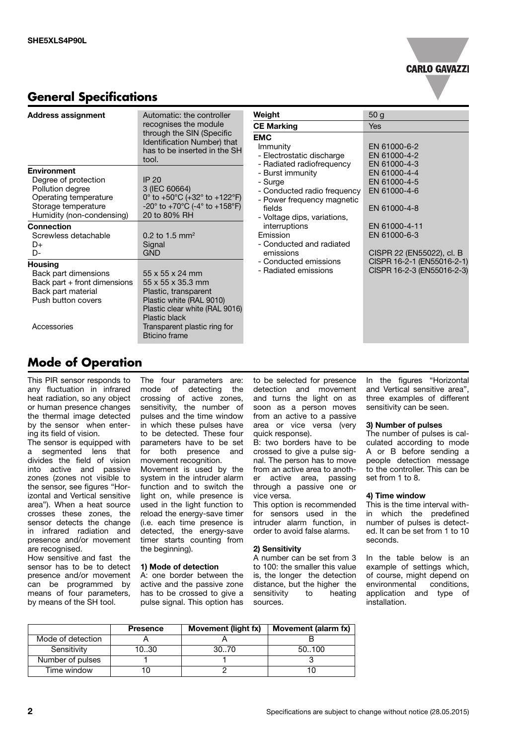SHE5XLS4P90L

## General Specifications

| | |
|---|---|
| **Address assignment** | Automatic: the controller recognises the module through the SIN (Specific Identification Number) that has to be inserted in the SH tool. |
| **Environment** | |
| Degree of protection | IP 20 |
| Pollution degree | 3 (IEC 60664) |
| Operating temperature | 0° to +50°C (+32° to +122°F) |
| Storage temperature | -20° to +70°C (-4° to +158°F) |
| Humidity (non-condensing) | 20 to 80% RH |
| **Connection** | |
| Screwless detachable | 0.2 to 1.5 mm² |
| D+ | Signal |
| D- | GND |
| **Housing** | |
| Back part dimensions | 55 x 55 x 24 mm |
| Back part + front dimensions | 55 x 55 x 35.3 mm |
| Back part material | Plastic, transparent |
| Push button covers | Plastic white (RAL 9010) |
| | Plastic clear white (RAL 9016) |
| | Plastic black |
| Accessories | Transparent plastic ring for Bticino frame |

| | |
|---|---|
| **Weight** | 50 g |
| **CE Marking** | Yes |
| **EMC** | |
| Immunity | EN 61000-6-2 |
| - Electrostatic discharge | EN 61000-4-2 |
| - Radiated radiofrequency | EN 61000-4-3 |
| - Burst immunity | EN 61000-4-4 |
| - Surge | EN 61000-4-5 |
| - Conducted radio frequency | EN 61000-4-6 |
| - Power frequency magnetic fields | EN 61000-4-8 |
| - Voltage dips, variations, interruptions | EN 61000-4-11 |
| Emission | EN 61000-6-3 |
| - Conducted and radiated emissions | CISPR 22 (EN55022), cl. B |
| - Conducted emissions | CISPR 16-2-1 (EN55016-2-1) |
| - Radiated emissions | CISPR 16-2-3 (EN55016-2-3) |

## Mode of Operation

This PIR sensor responds to any fluctuation in infrared heat radiation, so any object or human presence changes the thermal image detected by the sensor when entering its field of vision.

The sensor is equipped with a segmented lens that divides the field of vision into active and passive zones (zones not visible to the sensor, see figures "Horizontal and Vertical sensitive area"). When a heat source crosses these zones, the sensor detects the change in infrared radiation and presence and/or movement are recognised.

How sensitive and fast the sensor has to be to detect presence and/or movement can be programmed by means of four parameters, by means of the SH tool.

The four parameters are: mode of detecting the crossing of active zones, sensitivity, the number of pulses and the time window in which these pulses have to be detected. These four parameters have to be set for both presence and movement recognition.

Movement is used by the system in the intruder alarm function and to switch the light on, while presence is used in the light function to reload the energy-save timer (i.e. each time presence is detected, the energy-save timer starts counting from the beginning).

**1) Mode of detection**

A: one border between the active and the passive zone has to be crossed to give a pulse signal. This option has to be selected for presence detection and movement and turns the light on as soon as a person moves from an active to a passive area or vice versa (very quick response).

B: two borders have to be crossed to give a pulse signal. The person has to move from an active area to another active area, passing through a passive one or vice versa.

This option is recommended for sensors used in the intruder alarm function, in order to avoid false alarms.

**2) Sensitivity**

A number can be set from 3 to 100: the smaller this value is, the longer the detection distance, but the higher the sensitivity to heating sources.

In the figures "Horizontal and Vertical sensitive area", three examples of different sensitivity can be seen.

**3) Number of pulses**

The number of pulses is calculated according to mode A or B before sending a people detection message to the controller. This can be set from 1 to 8.

**4) Time window**

This is the time interval within which the predefined number of pulses is detected. It can be set from 1 to 10 seconds.

In the table below is an example of settings which, of course, might depend on environmental conditions, application and type of installation.

| | Presence | Movement (light fx) | Movement (alarm fx) |
|---|---|---|---|
| Mode of detection | A | A | B |
| Sensitivity | 10..30 | 30..70 | 50..100 |
| Number of pulses | 1 | 1 | 3 |
| Time window | 10 | 2 | 10 |

Specifications are subject to change without notice (28.05.2015)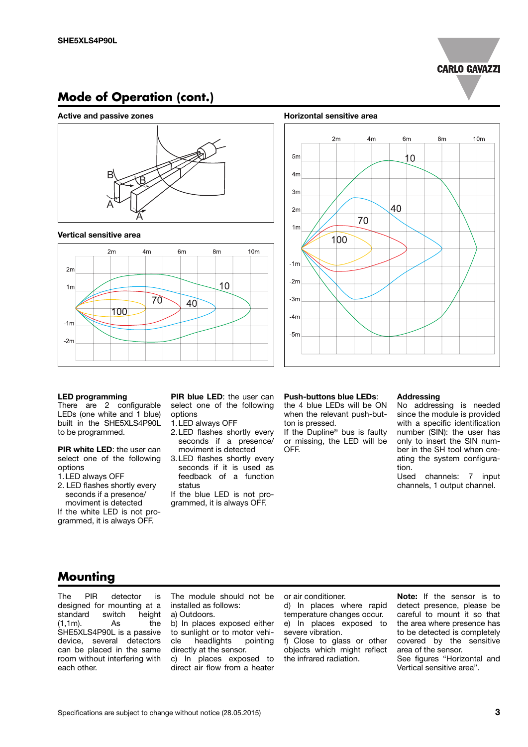## Mode of Operation (cont.)

**Active and passive zones**

**Vertical sensitive area**

**Horizontal sensitive area**

**LED programming**
There are 2 configurable LEDs (one white and 1 blue) built in the SHE5XLS4P90L to be programmed.

**PIR white LED**: the user can select one of the following options
1. LED always OFF
2. LED flashes shortly every seconds if a presence/ moviment is detected

If the white LED is not programmed, it is always OFF.

**PIR blue LED**: the user can select one of the following options
1. LED always OFF
2. LED flashes shortly every seconds if a presence/ moviment is detected
3. LED flashes shortly every seconds if it is used as feedback of a function status

If the blue LED is not programmed, it is always OFF.

**Push-buttons blue LEDs**: the 4 blue LEDs will be ON when the relevant push-button is pressed.
If the Dupline® bus is faulty or missing, the LED will be OFF.

**Addressing**
No addressing is needed since the module is provided with a specific identification number (SIN): the user has only to insert the SIN number in the SH tool when creating the system configuration.
Used channels: 7 input channels, 1 output channel.

## Mounting

The PIR detector is designed for mounting at a standard switch height (1,1m). As the SHE5XLS4P90L is a passive device, several detectors can be placed in the same room without interfering with each other.

The module should not be installed as follows:
a) Outdoors.
b) In places exposed either to sunlight or to motor vehicle headlights pointing directly at the sensor.
c) In places exposed to direct air flow from a heater or air conditioner.
d) In places where rapid temperature changes occur.
e) In places exposed to severe vibration.
f) Close to glass or other objects which might reflect the infrared radiation.

**Note:** If the sensor is to detect presence, please be careful to mount it so that the area where presence has to be detected is completely covered by the sensitive area of the sensor.
See figures "Horizontal and Vertical sensitive area".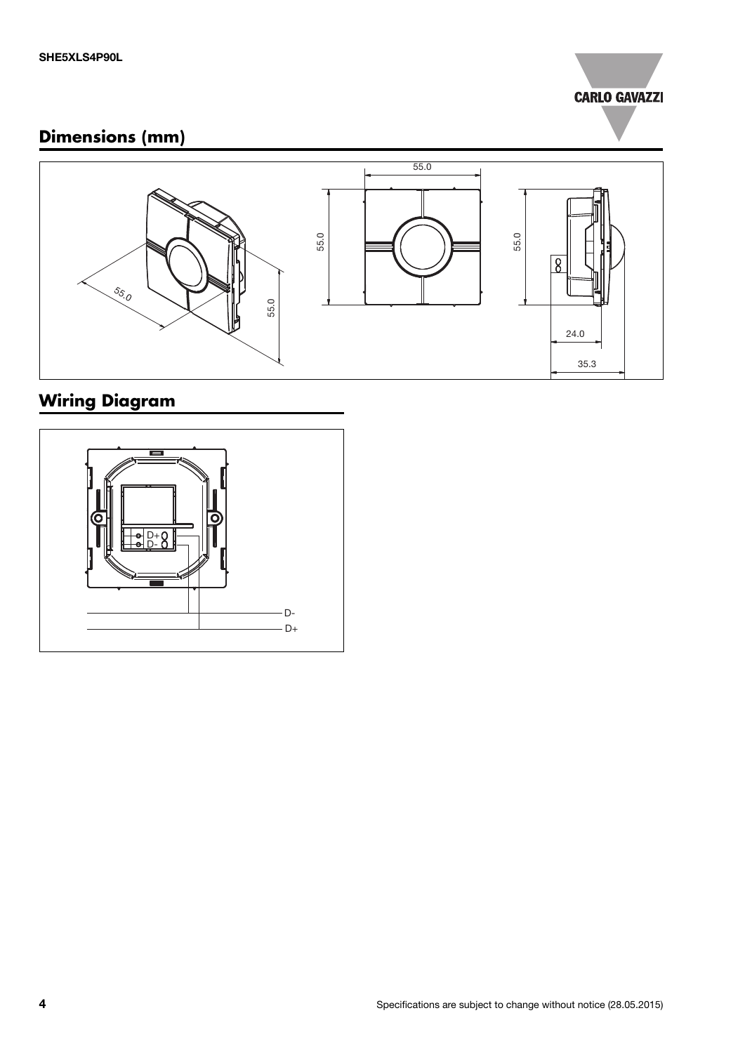## Dimensions (mm)

55.0

55.0

55.0

55.0

55.0

24.0

35.3

## Wiring Diagram

D+

D-

D-

D+